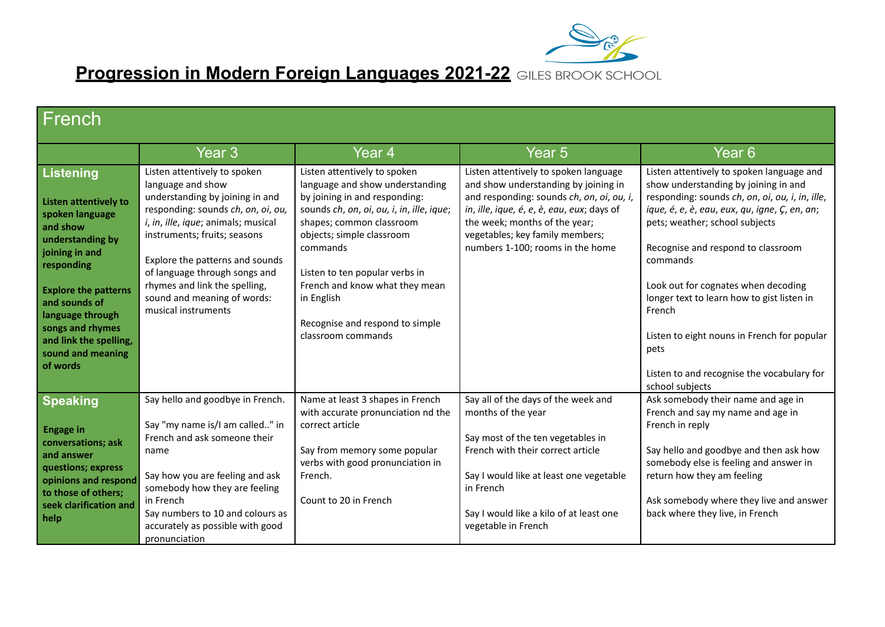# Progression in Modern Foreign Languages 2021-22

GILES BROOK SCHOOL

| French | | | | |
|---|---|---|---|---|
| | Year 3 | Year 4 | Year 5 | Year 6 |
| **Listening**<br><br>**Listen attentively to spoken language and show understanding by joining in and responding**<br><br>**Explore the patterns and sounds of language through songs and rhymes and link the spelling, sound and meaning of words** | Listen attentively to spoken language and show understanding by joining in and responding: sounds *ch, on, oi, ou, i, in, ille, ique*; animals; musical instruments; fruits; seasons<br><br>Explore the patterns and sounds of language through songs and rhymes and link the spelling, sound and meaning of words: musical instruments | Listen attentively to spoken language and show understanding by joining in and responding: sounds *ch, on, oi, ou, i, in, ille, ique*; shapes; common classroom objects; simple classroom commands<br><br>Listen to ten popular verbs in French and know what they mean in English<br><br>Recognise and respond to simple classroom commands | Listen attentively to spoken language and show understanding by joining in and responding: sounds *ch, on, oi, ou, i, in, ille, ique, é, e, è, eau, eux*; days of the week; months of the year; vegetables; key family members; numbers 1-100; rooms in the home | Listen attentively to spoken language and show understanding by joining in and responding: sounds *ch, on, oi, ou, i, in, ille, ique, é, e, è, eau, eux, qu, igne, Ç, en, an*; pets; weather; school subjects<br><br>Recognise and respond to classroom commands<br><br>Look out for cognates when decoding longer text to learn how to gist listen in French<br><br>Listen to eight nouns in French for popular pets<br><br>Listen to and recognise the vocabulary for school subjects |
| **Speaking**<br><br>**Engage in conversations; ask and answer questions; express opinions and respond to those of others; seek clarification and help** | Say hello and goodbye in French.<br><br>Say "my name is/I am called.." in French and ask someone their name<br><br>Say how you are feeling and ask somebody how they are feeling in French<br>Say numbers to 10 and colours as accurately as possible with good pronunciation | Name at least 3 shapes in French with accurate pronunciation nd the correct article<br><br>Say from memory some popular verbs with good pronunciation in French.<br><br>Count to 20 in French | Say all of the days of the week and months of the year<br><br>Say most of the ten vegetables in French with their correct article<br><br>Say I would like at least one vegetable in French<br><br>Say I would like a kilo of at least one vegetable in French | Ask somebody their name and age in French and say my name and age in French in reply<br><br>Say hello and goodbye and then ask how somebody else is feeling and answer in return how they am feeling<br><br>Ask somebody where they live and answer back where they live, in French |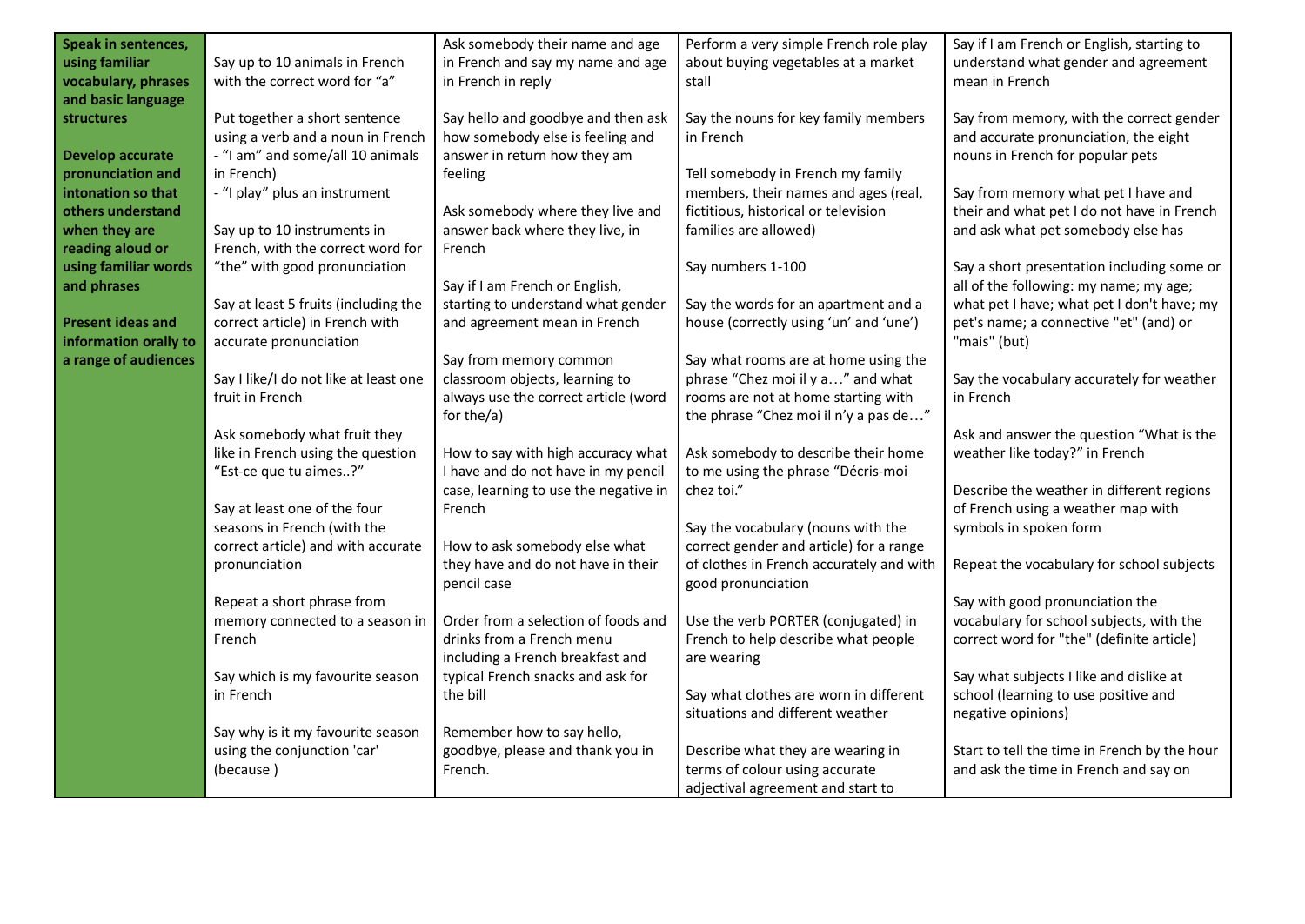| Speak in sentences, using familiar vocabulary, phrases and basic language structures<br><br>Develop accurate pronunciation and intonation so that others understand when they are reading aloud or using familiar words and phrases<br><br>Present ideas and information orally to a range of audiences | Say up to 10 animals in French with the correct word for "a"<br><br>Put together a short sentence using a verb and a noun in French - "I am" and some/all 10 animals in French)<br>- "I play" plus an instrument<br><br>Say up to 10 instruments in French, with the correct word for "the" with good pronunciation<br><br>Say at least 5 fruits (including the correct article) in French with accurate pronunciation<br><br>Say I like/I do not like at least one fruit in French<br><br>Ask somebody what fruit they like in French using the question "Est-ce que tu aimes..?"<br><br>Say at least one of the four seasons in French (with the correct article) and with accurate pronunciation<br><br>Repeat a short phrase from memory connected to a season in French<br><br>Say which is my favourite season in French<br><br>Say why is it my favourite season using the conjunction 'car' (because ) | Ask somebody their name and age in French and say my name and age in French in reply<br><br>Say hello and goodbye and then ask how somebody else is feeling and answer in return how they am feeling<br><br>Ask somebody where they live and answer back where they live, in French<br><br>Say if I am French or English, starting to understand what gender and agreement mean in French<br><br>Say from memory common classroom objects, learning to always use the correct article (word for the/a)<br><br>How to say with high accuracy what I have and do not have in my pencil case, learning to use the negative in French<br><br>How to ask somebody else what they have and do not have in their pencil case<br><br>Order from a selection of foods and drinks from a French menu including a French breakfast and typical French snacks and ask for the bill<br><br>Remember how to say hello, goodbye, please and thank you in French. | Perform a very simple French role play about buying vegetables at a market stall<br><br>Say the nouns for key family members in French<br><br>Tell somebody in French my family members, their names and ages (real, fictitious, historical or television families are allowed)<br><br>Say numbers 1-100<br><br>Say the words for an apartment and a house (correctly using 'un' and 'une')<br><br>Say what rooms are at home using the phrase "Chez moi il y a…" and what rooms are not at home starting with the phrase "Chez moi il n'y a pas de…"<br><br>Ask somebody to describe their home to me using the phrase "Décris-moi chez toi."<br><br>Say the vocabulary (nouns with the correct gender and article) for a range of clothes in French accurately and with good pronunciation<br><br>Use the verb PORTER (conjugated) in French to help describe what people are wearing<br><br>Say what clothes are worn in different situations and different weather<br><br>Describe what they are wearing in terms of colour using accurate adjectival agreement and start to | Say if I am French or English, starting to understand what gender and agreement mean in French<br><br>Say from memory, with the correct gender and accurate pronunciation, the eight nouns in French for popular pets<br><br>Say from memory what pet I have and their and what pet I do not have in French and ask what pet somebody else has<br><br>Say a short presentation including some or all of the following: my name; my age; what pet I have; what pet I don't have; my pet's name; a connective "et" (and) or "mais" (but)<br><br>Say the vocabulary accurately for weather in French<br><br>Ask and answer the question "What is the weather like today?" in French<br><br>Describe the weather in different regions of French using a weather map with symbols in spoken form<br><br>Repeat the vocabulary for school subjects<br><br>Say with good pronunciation the vocabulary for school subjects, with the correct word for "the" (definite article)<br><br>Say what subjects I like and dislike at school (learning to use positive and negative opinions)<br><br>Start to tell the time in French by the hour and ask the time in French and say on |
|---|---|---|---|---|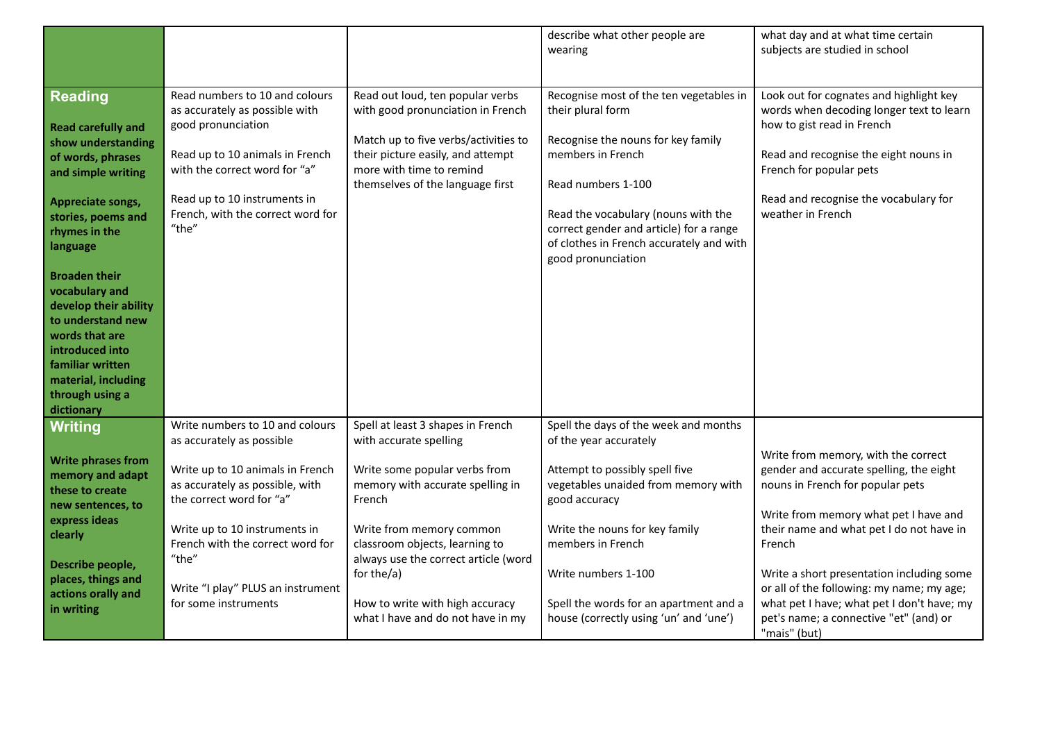| | | | | |
|---|---|---|---|---|
| | | | describe what other people are wearing | what day and at what time certain subjects are studied in school |
| **Reading**<br><br>**Read carefully and show understanding of words, phrases and simple writing**<br><br>**Appreciate songs, stories, poems and rhymes in the language**<br><br>**Broaden their vocabulary and develop their ability to understand new words that are introduced into familiar written material, including through using a dictionary** | Read numbers to 10 and colours as accurately as possible with good pronunciation<br><br>Read up to 10 animals in French with the correct word for "a"<br><br>Read up to 10 instruments in French, with the correct word for "the" | Read out loud, ten popular verbs with good pronunciation in French<br><br>Match up to five verbs/activities to their picture easily, and attempt more with time to remind themselves of the language first | Recognise most of the ten vegetables in their plural form<br><br>Recognise the nouns for key family members in French<br><br>Read numbers 1-100<br><br>Read the vocabulary (nouns with the correct gender and article) for a range of clothes in French accurately and with good pronunciation | Look out for cognates and highlight key words when decoding longer text to learn how to gist read in French<br><br>Read and recognise the eight nouns in French for popular pets<br><br>Read and recognise the vocabulary for weather in French |
| **Writing**<br><br>**Write phrases from memory and adapt these to create new sentences, to express ideas clearly**<br><br>**Describe people, places, things and actions orally and in writing** | Write numbers to 10 and colours as accurately as possible<br><br>Write up to 10 animals in French as accurately as possible, with the correct word for "a"<br><br>Write up to 10 instruments in French with the correct word for "the"<br><br>Write "I play" PLUS an instrument for some instruments | Spell at least 3 shapes in French with accurate spelling<br><br>Write some popular verbs from memory with accurate spelling in French<br><br>Write from memory common classroom objects, learning to always use the correct article (word for the/a)<br><br>How to write with high accuracy what I have and do not have in my | Spell the days of the week and months of the year accurately<br><br>Attempt to possibly spell five vegetables unaided from memory with good accuracy<br><br>Write the nouns for key family members in French<br><br>Write numbers 1-100<br><br>Spell the words for an apartment and a house (correctly using 'un' and 'une') | Write from memory, with the correct gender and accurate spelling, the eight nouns in French for popular pets<br><br>Write from memory what pet I have and their name and what pet I do not have in French<br><br>Write a short presentation including some or all of the following: my name; my age; what pet I have; what pet I don't have; my pet's name; a connective "et" (and) or "mais" (but) |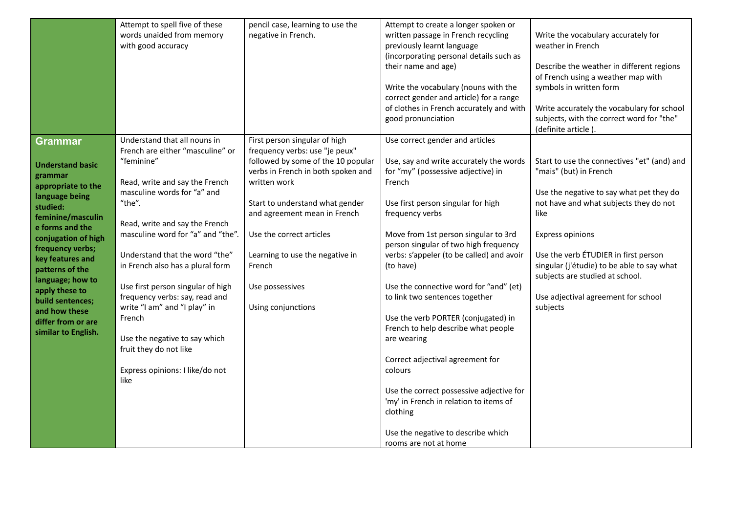| | | | | |
|---|---|---|---|---|
| | Attempt to spell five of these words unaided from memory with good accuracy | pencil case, learning to use the negative in French. | Attempt to create a longer spoken or written passage in French recycling previously learnt language (incorporating personal details such as their name and age)<br><br>Write the vocabulary (nouns with the correct gender and article) for a range of clothes in French accurately and with good pronunciation | Write the vocabulary accurately for weather in French<br><br>Describe the weather in different regions of French using a weather map with symbols in written form<br><br>Write accurately the vocabulary for school subjects, with the correct word for "the" (definite article ). |
| **Grammar**<br><br>**Understand basic grammar appropriate to the language being studied: feminine/masculine forms and the conjugation of high frequency verbs; key features and patterns of the language; how to apply these to build sentences; and how these differ from or are similar to English.** | Understand that all nouns in French are either "masculine" or "feminine"<br><br>Read, write and say the French masculine words for "a" and "the".<br><br>Read, write and say the French masculine word for "a" and "the".<br><br>Understand that the word "the" in French also has a plural form<br><br>Use first person singular of high frequency verbs: say, read and write "I am" and "I play" in French<br><br>Use the negative to say which fruit they do not like<br><br>Express opinions: I like/do not like | First person singular of high frequency verbs: use "je peux" followed by some of the 10 popular verbs in French in both spoken and written work<br><br>Start to understand what gender and agreement mean in French<br><br>Use the correct articles<br><br>Learning to use the negative in French<br><br>Use possessives<br><br>Using conjunctions | Use correct gender and articles<br><br>Use, say and write accurately the words for "my" (possessive adjective) in French<br><br>Use first person singular for high frequency verbs<br><br>Move from 1st person singular to 3rd person singular of two high frequency verbs: s'appeler (to be called) and avoir (to have)<br><br>Use the connective word for "and" (et) to link two sentences together<br><br>Use the verb PORTER (conjugated) in French to help describe what people are wearing<br><br>Correct adjectival agreement for colours<br><br>Use the correct possessive adjective for 'my' in French in relation to items of clothing<br><br>Use the negative to describe which rooms are not at home | Start to use the connectives "et" (and) and "mais" (but) in French<br><br>Use the negative to say what pet they do not have and what subjects they do not like<br><br>Express opinions<br><br>Use the verb ÉTUDIER in first person singular (j'étudie) to be able to say what subjects are studied at school.<br><br>Use adjectival agreement for school subjects |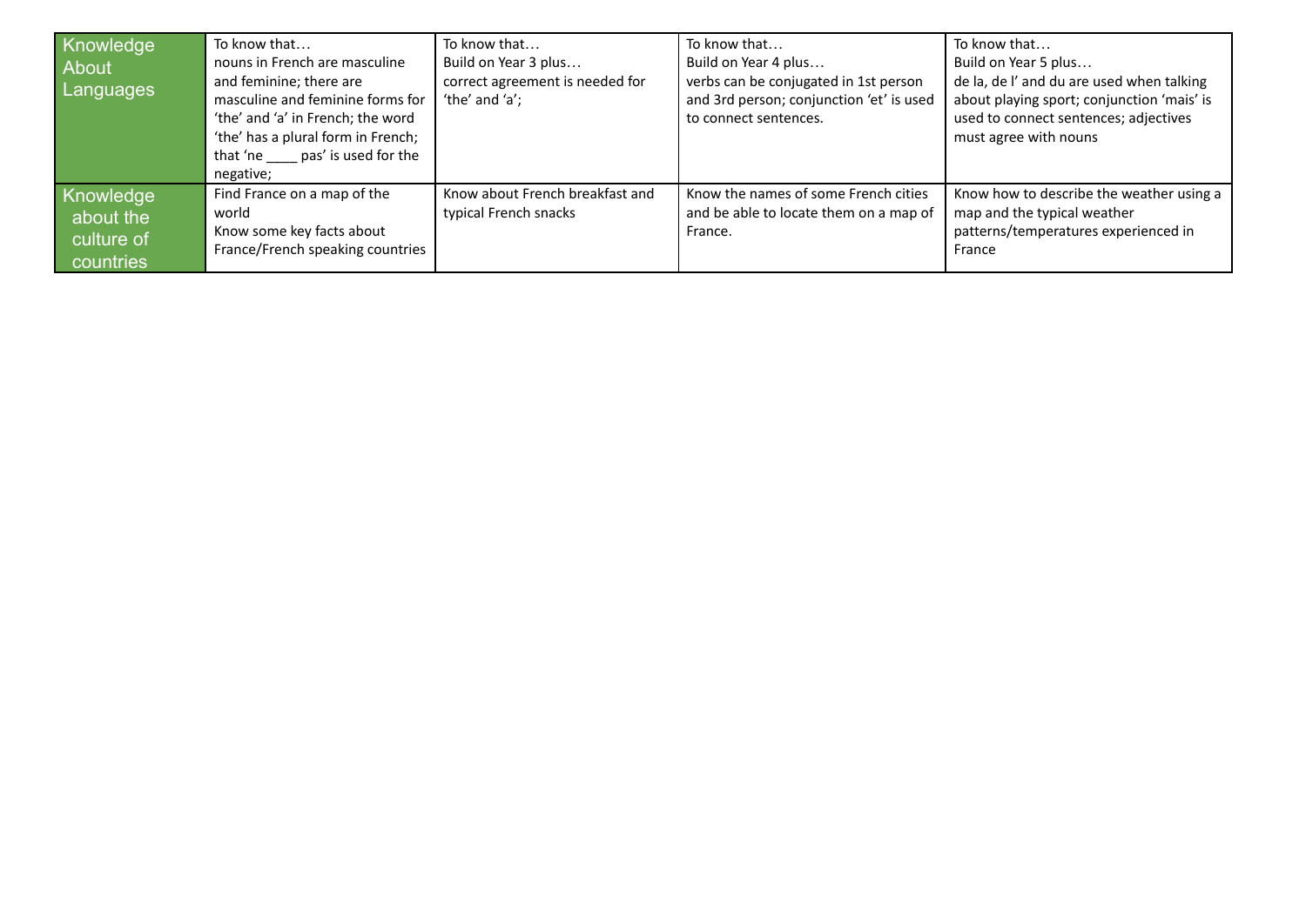| | | | | |
|---|---|---|---|---|
| Knowledge About Languages | To know that…<br>nouns in French are masculine and feminine; there are masculine and feminine forms for 'the' and 'a' in French; the word 'the' has a plural form in French; that 'ne ____ pas' is used for the negative; | To know that…<br>Build on Year 3 plus…<br>correct agreement is needed for 'the' and 'a'; | To know that…<br>Build on Year 4 plus…<br>verbs can be conjugated in 1st person and 3rd person; conjunction 'et' is used to connect sentences. | To know that…<br>Build on Year 5 plus…<br>de la, de l' and du are used when talking about playing sport; conjunction 'mais' is used to connect sentences; adjectives must agree with nouns |
| Knowledge about the culture of countries | Find France on a map of the world<br>Know some key facts about France/French speaking countries | Know about French breakfast and typical French snacks | Know the names of some French cities and be able to locate them on a map of France. | Know how to describe the weather using a map and the typical weather patterns/temperatures experienced in France |